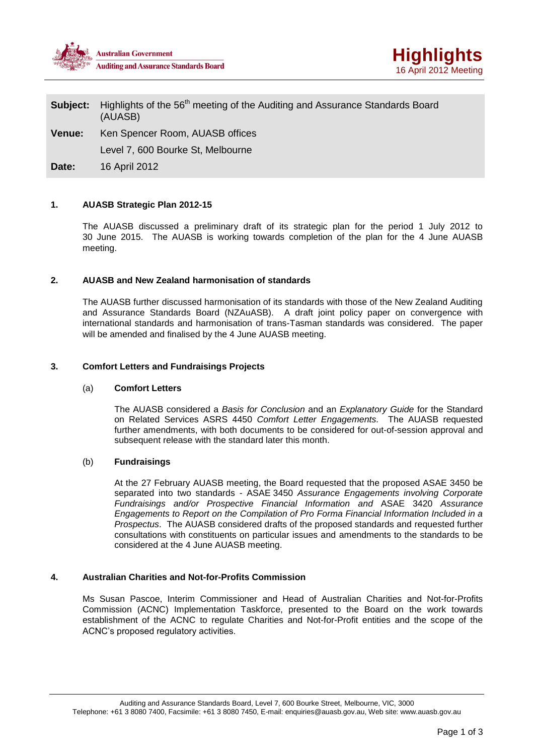Australian Government
Auditing and Assurance Standards Board

# Highlights

16 April 2012 Meeting

**Subject:** Highlights of the 56th meeting of the Auditing and Assurance Standards Board (AUASB)

**Venue:** Ken Spencer Room, AUASB offices
Level 7, 600 Bourke St, Melbourne

**Date:** 16 April 2012

## 1. AUASB Strategic Plan 2012-15

The AUASB discussed a preliminary draft of its strategic plan for the period 1 July 2012 to 30 June 2015. The AUASB is working towards completion of the plan for the 4 June AUASB meeting.

## 2. AUASB and New Zealand harmonisation of standards

The AUASB further discussed harmonisation of its standards with those of the New Zealand Auditing and Assurance Standards Board (NZAuASB). A draft joint policy paper on convergence with international standards and harmonisation of trans-Tasman standards was considered. The paper will be amended and finalised by the 4 June AUASB meeting.

## 3. Comfort Letters and Fundraisings Projects

### (a) Comfort Letters

The AUASB considered a *Basis for Conclusion* and an *Explanatory Guide* for the Standard on Related Services ASRS 4450 *Comfort Letter Engagements.* The AUASB requested further amendments, with both documents to be considered for out-of-session approval and subsequent release with the standard later this month.

### (b) Fundraisings

At the 27 February AUASB meeting, the Board requested that the proposed ASAE 3450 be separated into two standards - ASAE 3450 *Assurance Engagements involving Corporate Fundraisings and/or Prospective Financial Information* and ASAE 3420 *Assurance Engagements to Report on the Compilation of Pro Forma Financial Information Included in a Prospectus*. The AUASB considered drafts of the proposed standards and requested further consultations with constituents on particular issues and amendments to the standards to be considered at the 4 June AUASB meeting.

## 4. Australian Charities and Not-for-Profits Commission

Ms Susan Pascoe, Interim Commissioner and Head of Australian Charities and Not-for-Profits Commission (ACNC) Implementation Taskforce, presented to the Board on the work towards establishment of the ACNC to regulate Charities and Not-for-Profit entities and the scope of the ACNC's proposed regulatory activities.

Auditing and Assurance Standards Board, Level 7, 600 Bourke Street, Melbourne, VIC, 3000
Telephone: +61 3 8080 7400, Facsimile: +61 3 8080 7450, E-mail: enquiries@auasb.gov.au, Web site: www.auasb.gov.au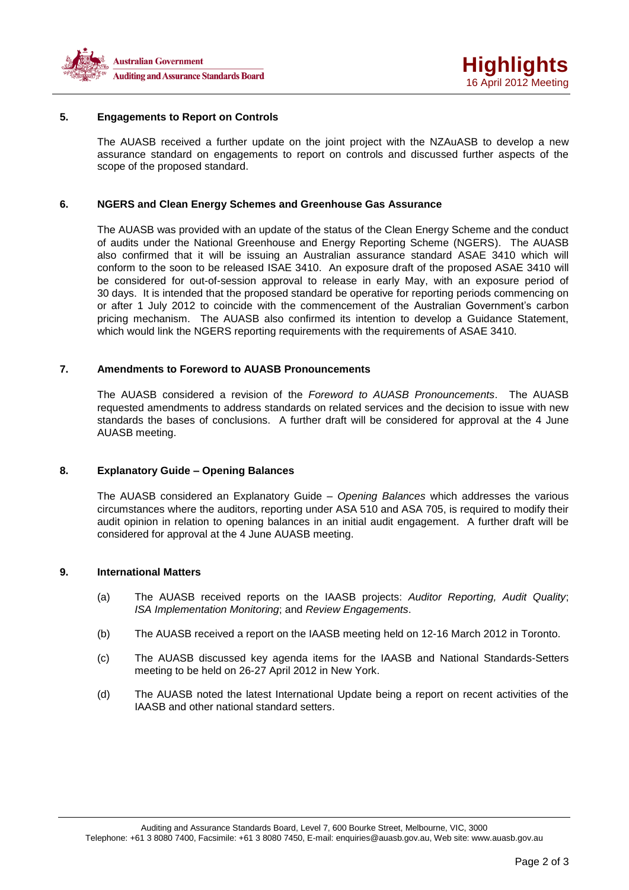## 5. Engagements to Report on Controls

The AUASB received a further update on the joint project with the NZAuASB to develop a new assurance standard on engagements to report on controls and discussed further aspects of the scope of the proposed standard.

## 6. NGERS and Clean Energy Schemes and Greenhouse Gas Assurance

The AUASB was provided with an update of the status of the Clean Energy Scheme and the conduct of audits under the National Greenhouse and Energy Reporting Scheme (NGERS). The AUASB also confirmed that it will be issuing an Australian assurance standard ASAE 3410 which will conform to the soon to be released ISAE 3410. An exposure draft of the proposed ASAE 3410 will be considered for out-of-session approval to release in early May, with an exposure period of 30 days. It is intended that the proposed standard be operative for reporting periods commencing on or after 1 July 2012 to coincide with the commencement of the Australian Government's carbon pricing mechanism. The AUASB also confirmed its intention to develop a Guidance Statement, which would link the NGERS reporting requirements with the requirements of ASAE 3410.

## 7. Amendments to Foreword to AUASB Pronouncements

The AUASB considered a revision of the *Foreword to AUASB Pronouncements*. The AUASB requested amendments to address standards on related services and the decision to issue with new standards the bases of conclusions. A further draft will be considered for approval at the 4 June AUASB meeting.

## 8. Explanatory Guide – Opening Balances

The AUASB considered an Explanatory Guide – *Opening Balances* which addresses the various circumstances where the auditors, reporting under ASA 510 and ASA 705, is required to modify their audit opinion in relation to opening balances in an initial audit engagement. A further draft will be considered for approval at the 4 June AUASB meeting.

## 9. International Matters

(a) The AUASB received reports on the IAASB projects: *Auditor Reporting, Audit Quality*; *ISA Implementation Monitoring*; and *Review Engagements*.

(b) The AUASB received a report on the IAASB meeting held on 12-16 March 2012 in Toronto.

(c) The AUASB discussed key agenda items for the IAASB and National Standards-Setters meeting to be held on 26-27 April 2012 in New York.

(d) The AUASB noted the latest International Update being a report on recent activities of the IAASB and other national standard setters.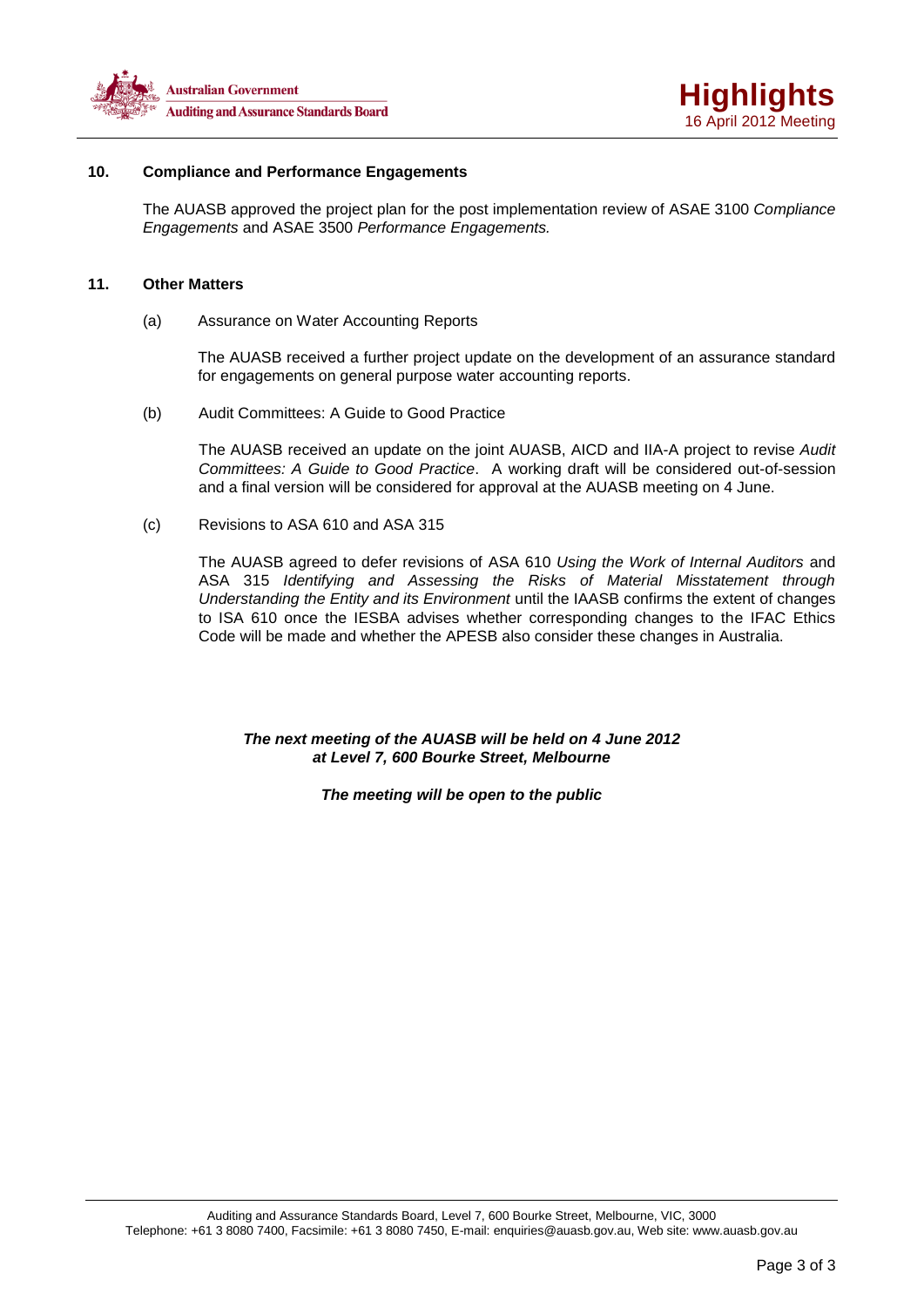### 10. Compliance and Performance Engagements

The AUASB approved the project plan for the post implementation review of ASAE 3100 *Compliance Engagements* and ASAE 3500 *Performance Engagements.*

### 11. Other Matters

(a) Assurance on Water Accounting Reports

The AUASB received a further project update on the development of an assurance standard for engagements on general purpose water accounting reports.

(b) Audit Committees: A Guide to Good Practice

The AUASB received an update on the joint AUASB, AICD and IIA-A project to revise *Audit Committees: A Guide to Good Practice*. A working draft will be considered out-of-session and a final version will be considered for approval at the AUASB meeting on 4 June.

(c) Revisions to ASA 610 and ASA 315

The AUASB agreed to defer revisions of ASA 610 *Using the Work of Internal Auditors* and ASA 315 *Identifying and Assessing the Risks of Material Misstatement through Understanding the Entity and its Environment* until the IAASB confirms the extent of changes to ISA 610 once the IESBA advises whether corresponding changes to the IFAC Ethics Code will be made and whether the APESB also consider these changes in Australia.

***The next meeting of the AUASB will be held on 4 June 2012 at Level 7, 600 Bourke Street, Melbourne***

***The meeting will be open to the public***